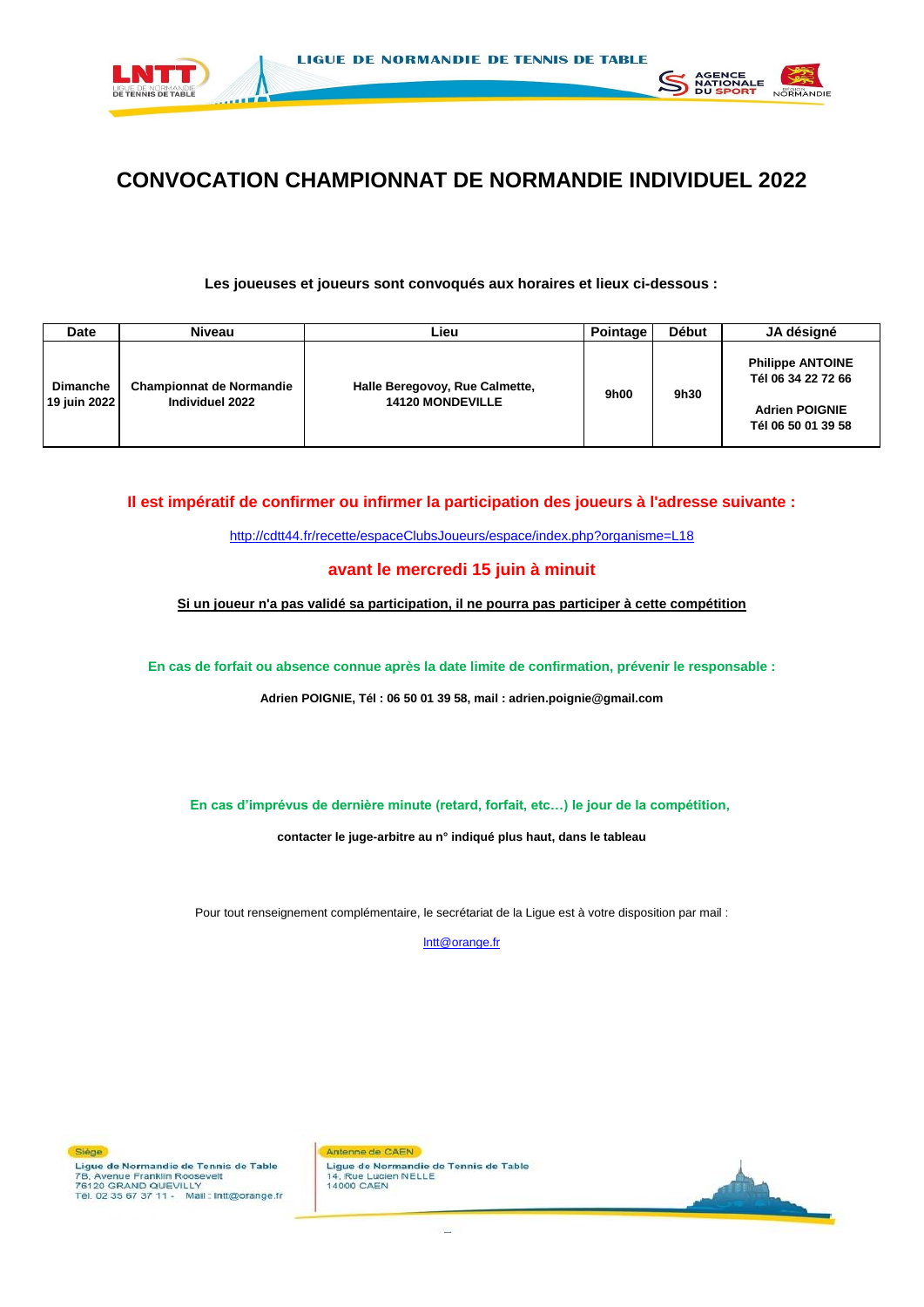# CONVOCATION CHAMPIONNAT DE NORMANDIE INDIVIDUEL 2022

**Les joueuses et joueurs sont convoqués aux horaires et lieux ci-dessous :**

| Date | Niveau | Lieu | Pointage | Début | JA désigné |
|---|---|---|---|---|---|
| **Dimanche 19 juin 2022** | **Championnat de Normandie Individuel 2022** | **Halle Beregovoy, Rue Calmette, 14120 MONDEVILLE** | **9h00** | **9h30** | **Philippe ANTOINE Tél 06 34 22 72 66** <br> **Adrien POIGNIE Tél 06 50 01 39 58** |

**Il est impératif de confirmer ou infirmer la participation des joueurs à l'adresse suivante :**

http://cdtt44.fr/recette/espaceClubsJoueurs/espace/index.php?organisme=L18

**avant le mercredi 15 juin à minuit**

**Si un joueur n'a pas validé sa participation, il ne pourra pas participer à cette compétition**

**En cas de forfait ou absence connue après la date limite de confirmation, prévenir le responsable :**

**Adrien POIGNIE, Tél : 06 50 01 39 58, mail : adrien.poignie@gmail.com**

**En cas d'imprévus de dernière minute (retard, forfait, etc…) le jour de la compétition,**

**contacter le juge-arbitre au n° indiqué plus haut, dans le tableau**

Pour tout renseignement complémentaire, le secrétariat de la Ligue est à votre disposition par mail :

lntt@orange.fr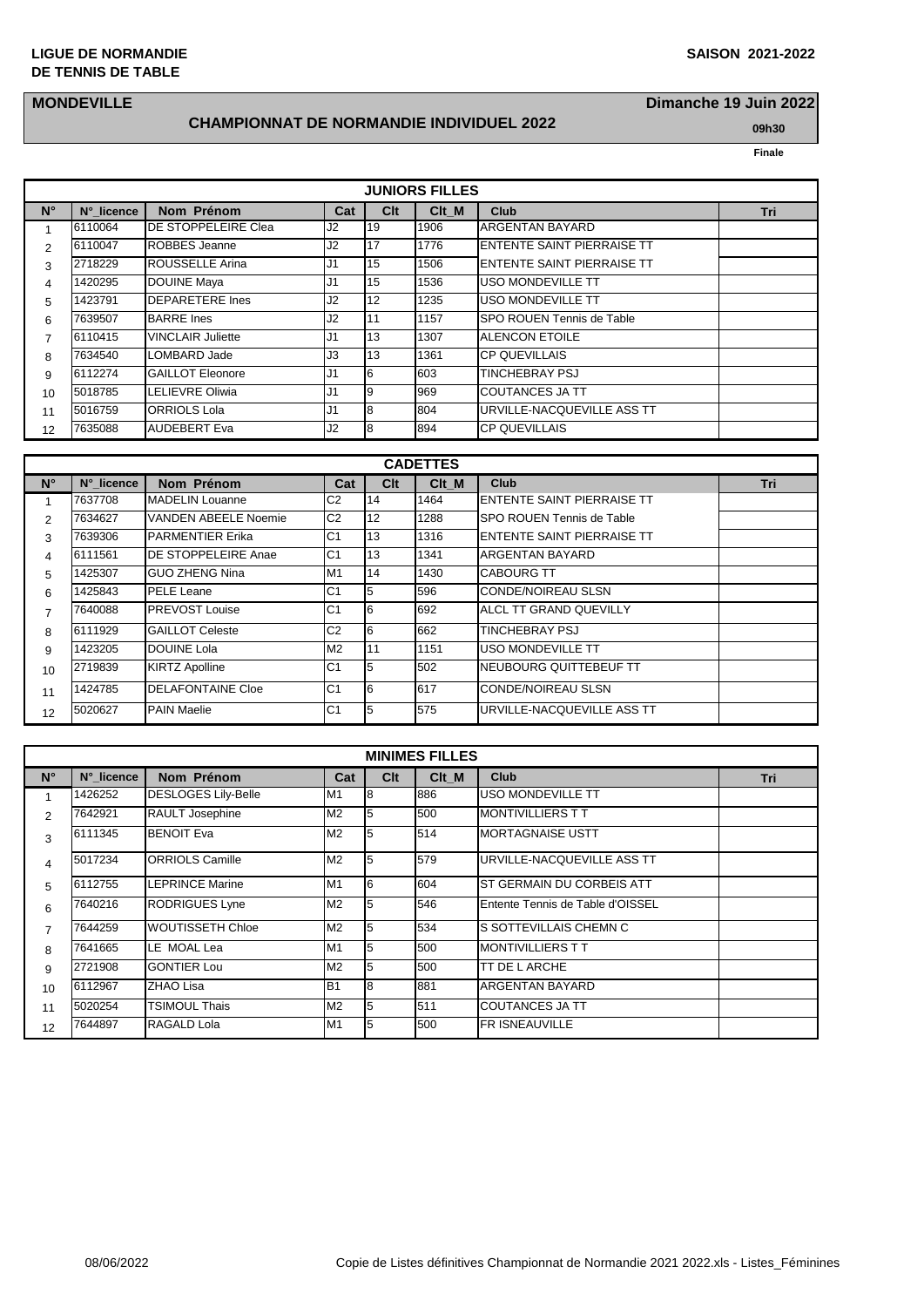**LIGUE DE NORMANDIE**
**DE TENNIS DE TABLE**

**SAISON 2021-2022**

**MONDEVILLE** — **Dimanche 19 Juin 2022**

## CHAMPIONNAT DE NORMANDIE INDIVIDUEL 2022

**09h30**

**Finale**

| JUNIORS FILLES | | | | | | | |
|---|---|---|---|---|---|---|---|
| N° | N°_licence | Nom Prénom | Cat | Clt | Clt_M | Club | Tri |
| 1 | 6110064 | DE STOPPELEIRE Clea | J2 | 19 | 1906 | ARGENTAN BAYARD | |
| 2 | 6110047 | ROBBES Jeanne | J2 | 17 | 1776 | ENTENTE SAINT PIERRAISE TT | |
| 3 | 2718229 | ROUSSELLE Arina | J1 | 15 | 1506 | ENTENTE SAINT PIERRAISE TT | |
| 4 | 1420295 | DOUINE Maya | J1 | 15 | 1536 | USO MONDEVILLE TT | |
| 5 | 1423791 | DEPARETERE Ines | J2 | 12 | 1235 | USO MONDEVILLE TT | |
| 6 | 7639507 | BARRE Ines | J2 | 11 | 1157 | SPO ROUEN Tennis de Table | |
| 7 | 6110415 | VINCLAIR Juliette | J1 | 13 | 1307 | ALENCON ETOILE | |
| 8 | 7634540 | LOMBARD Jade | J3 | 13 | 1361 | CP QUEVILLAIS | |
| 9 | 6112274 | GAILLOT Eleonore | J1 | 6 | 603 | TINCHEBRAY PSJ | |
| 10 | 5018785 | LELIEVRE Oliwia | J1 | 9 | 969 | COUTANCES JA TT | |
| 11 | 5016759 | ORRIOLS Lola | J1 | 8 | 804 | URVILLE-NACQUEVILLE ASS TT | |
| 12 | 7635088 | AUDEBERT Eva | J2 | 8 | 894 | CP QUEVILLAIS | |

| CADETTES | | | | | | | |
|---|---|---|---|---|---|---|---|
| N° | N°_licence | Nom Prénom | Cat | Clt | Clt_M | Club | Tri |
| 1 | 7637708 | MADELIN Louanne | C2 | 14 | 1464 | ENTENTE SAINT PIERRAISE TT | |
| 2 | 7634627 | VANDEN ABEELE Noemie | C2 | 12 | 1288 | SPO ROUEN Tennis de Table | |
| 3 | 7639306 | PARMENTIER Erika | C1 | 13 | 1316 | ENTENTE SAINT PIERRAISE TT | |
| 4 | 6111561 | DE STOPPELEIRE Anae | C1 | 13 | 1341 | ARGENTAN BAYARD | |
| 5 | 1425307 | GUO ZHENG Nina | M1 | 14 | 1430 | CABOURG TT | |
| 6 | 1425843 | PELE Leane | C1 | 5 | 596 | CONDE/NOIREAU SLSN | |
| 7 | 7640088 | PREVOST Louise | C1 | 6 | 692 | ALCL TT GRAND QUEVILLY | |
| 8 | 6111929 | GAILLOT Celeste | C2 | 6 | 662 | TINCHEBRAY PSJ | |
| 9 | 1423205 | DOUINE Lola | M2 | 11 | 1151 | USO MONDEVILLE TT | |
| 10 | 2719839 | KIRTZ Apolline | C1 | 5 | 502 | NEUBOURG QUITTEBEUF TT | |
| 11 | 1424785 | DELAFONTAINE Cloe | C1 | 6 | 617 | CONDE/NOIREAU SLSN | |
| 12 | 5020627 | PAIN Maelie | C1 | 5 | 575 | URVILLE-NACQUEVILLE ASS TT | |

| MINIMES FILLES | | | | | | | |
|---|---|---|---|---|---|---|---|
| N° | N°_licence | Nom Prénom | Cat | Clt | Clt_M | Club | Tri |
| 1 | 1426252 | DESLOGES Lily-Belle | M1 | 8 | 886 | USO MONDEVILLE TT | |
| 2 | 7642921 | RAULT Josephine | M2 | 5 | 500 | MONTIVILLIERS T T | |
| 3 | 6111345 | BENOIT Eva | M2 | 5 | 514 | MORTAGNAISE USTT | |
| 4 | 5017234 | ORRIOLS Camille | M2 | 5 | 579 | URVILLE-NACQUEVILLE ASS TT | |
| 5 | 6112755 | LEPRINCE Marine | M1 | 6 | 604 | ST GERMAIN DU CORBEIS ATT | |
| 6 | 7640216 | RODRIGUES Lyne | M2 | 5 | 546 | Entente Tennis de Table d'OISSEL | |
| 7 | 7644259 | WOUTISSETH Chloe | M2 | 5 | 534 | S SOTTEVILLAIS CHEMN C | |
| 8 | 7641665 | LE MOAL Lea | M1 | 5 | 500 | MONTIVILLIERS T T | |
| 9 | 2721908 | GONTIER Lou | M2 | 5 | 500 | TT DE L ARCHE | |
| 10 | 6112967 | ZHAO Lisa | B1 | 8 | 881 | ARGENTAN BAYARD | |
| 11 | 5020254 | TSIMOUL Thais | M2 | 5 | 511 | COUTANCES JA TT | |
| 12 | 7644897 | RAGALD Lola | M1 | 5 | 500 | FR ISNEAUVILLE | |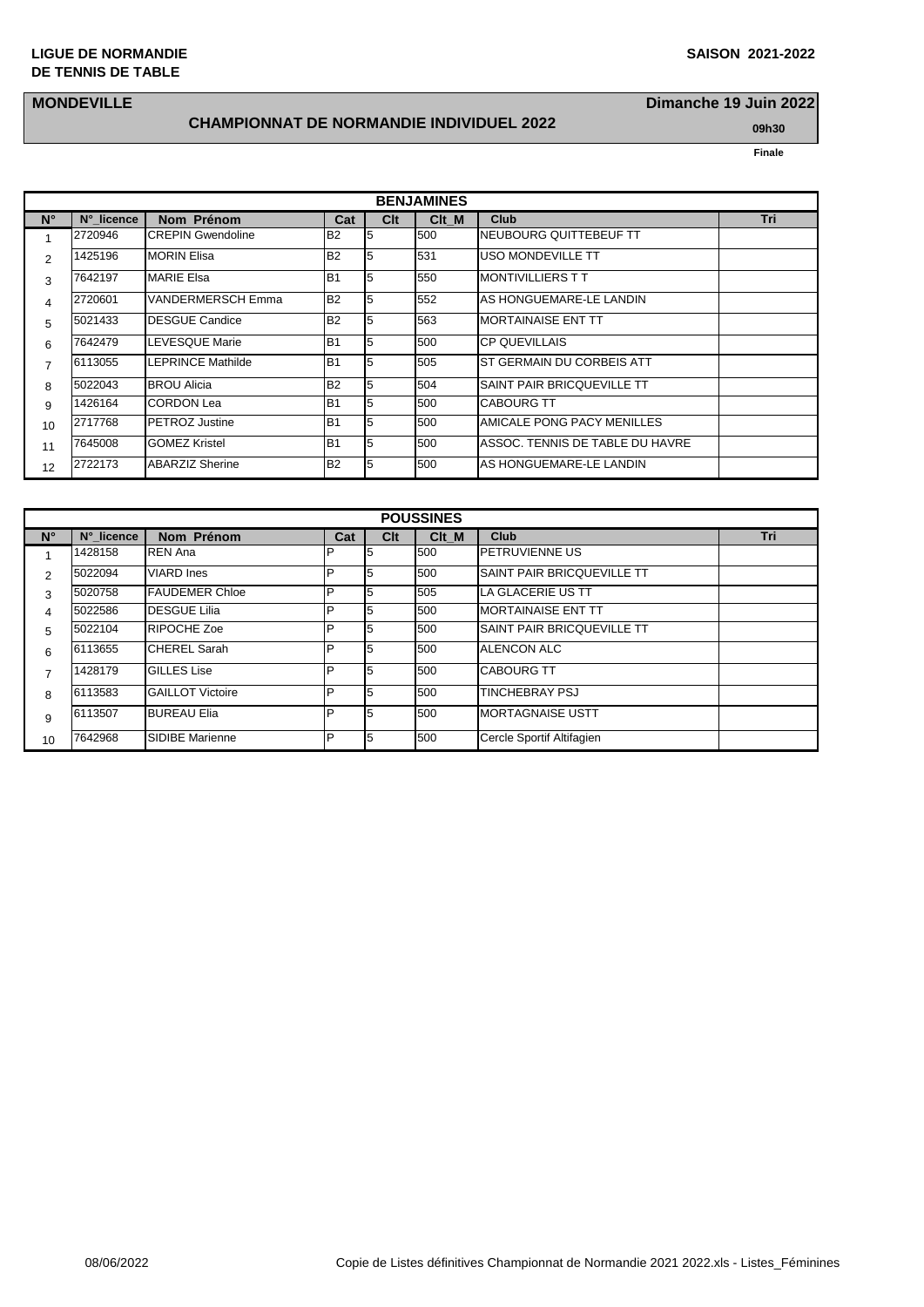**LIGUE DE NORMANDIE DE TENNIS DE TABLE**

**SAISON 2021-2022**

**MONDEVILLE**

**Dimanche 19 Juin 2022**

## CHAMPIONNAT DE NORMANDIE INDIVIDUEL 2022

**09h30**

**Finale**

| BENJAMINES | | | | | | | |
|---|---|---|---|---|---|---|---|
| **N°** | **N°_licence** | **Nom Prénom** | **Cat** | **Clt** | **Clt_M** | **Club** | **Tri** |
| 1 | 2720946 | CREPIN Gwendoline | B2 | 5 | 500 | NEUBOURG QUITTEBEUF TT | |
| 2 | 1425196 | MORIN Elisa | B2 | 5 | 531 | USO MONDEVILLE TT | |
| 3 | 7642197 | MARIE Elsa | B1 | 5 | 550 | MONTIVILLIERS T T | |
| 4 | 2720601 | VANDERMERSCH Emma | B2 | 5 | 552 | AS HONGUEMARE-LE LANDIN | |
| 5 | 5021433 | DESGUE Candice | B2 | 5 | 563 | MORTAINAISE ENT TT | |
| 6 | 7642479 | LEVESQUE Marie | B1 | 5 | 500 | CP QUEVILLAIS | |
| 7 | 6113055 | LEPRINCE Mathilde | B1 | 5 | 505 | ST GERMAIN DU CORBEIS ATT | |
| 8 | 5022043 | BROU Alicia | B2 | 5 | 504 | SAINT PAIR BRICQUEVILLE TT | |
| 9 | 1426164 | CORDON Lea | B1 | 5 | 500 | CABOURG TT | |
| 10 | 2717768 | PETROZ Justine | B1 | 5 | 500 | AMICALE PONG PACY MENILLES | |
| 11 | 7645008 | GOMEZ Kristel | B1 | 5 | 500 | ASSOC. TENNIS DE TABLE DU HAVRE | |
| 12 | 2722173 | ABARZIZ Sherine | B2 | 5 | 500 | AS HONGUEMARE-LE LANDIN | |

| POUSSINES | | | | | | | |
|---|---|---|---|---|---|---|---|
| **N°** | **N°_licence** | **Nom Prénom** | **Cat** | **Clt** | **Clt_M** | **Club** | **Tri** |
| 1 | 1428158 | REN Ana | P | 5 | 500 | PETRUVIENNE US | |
| 2 | 5022094 | VIARD Ines | P | 5 | 500 | SAINT PAIR BRICQUEVILLE TT | |
| 3 | 5020758 | FAUDEMER Chloe | P | 5 | 505 | LA GLACERIE US TT | |
| 4 | 5022586 | DESGUE Lilia | P | 5 | 500 | MORTAINAISE ENT TT | |
| 5 | 5022104 | RIPOCHE Zoe | P | 5 | 500 | SAINT PAIR BRICQUEVILLE TT | |
| 6 | 6113655 | CHEREL Sarah | P | 5 | 500 | ALENCON ALC | |
| 7 | 1428179 | GILLES Lise | P | 5 | 500 | CABOURG TT | |
| 8 | 6113583 | GAILLOT Victoire | P | 5 | 500 | TINCHEBRAY PSJ | |
| 9 | 6113507 | BUREAU Elia | P | 5 | 500 | MORTAGNAISE USTT | |
| 10 | 7642968 | SIDIBE Marienne | P | 5 | 500 | Cercle Sportif Altifagien | |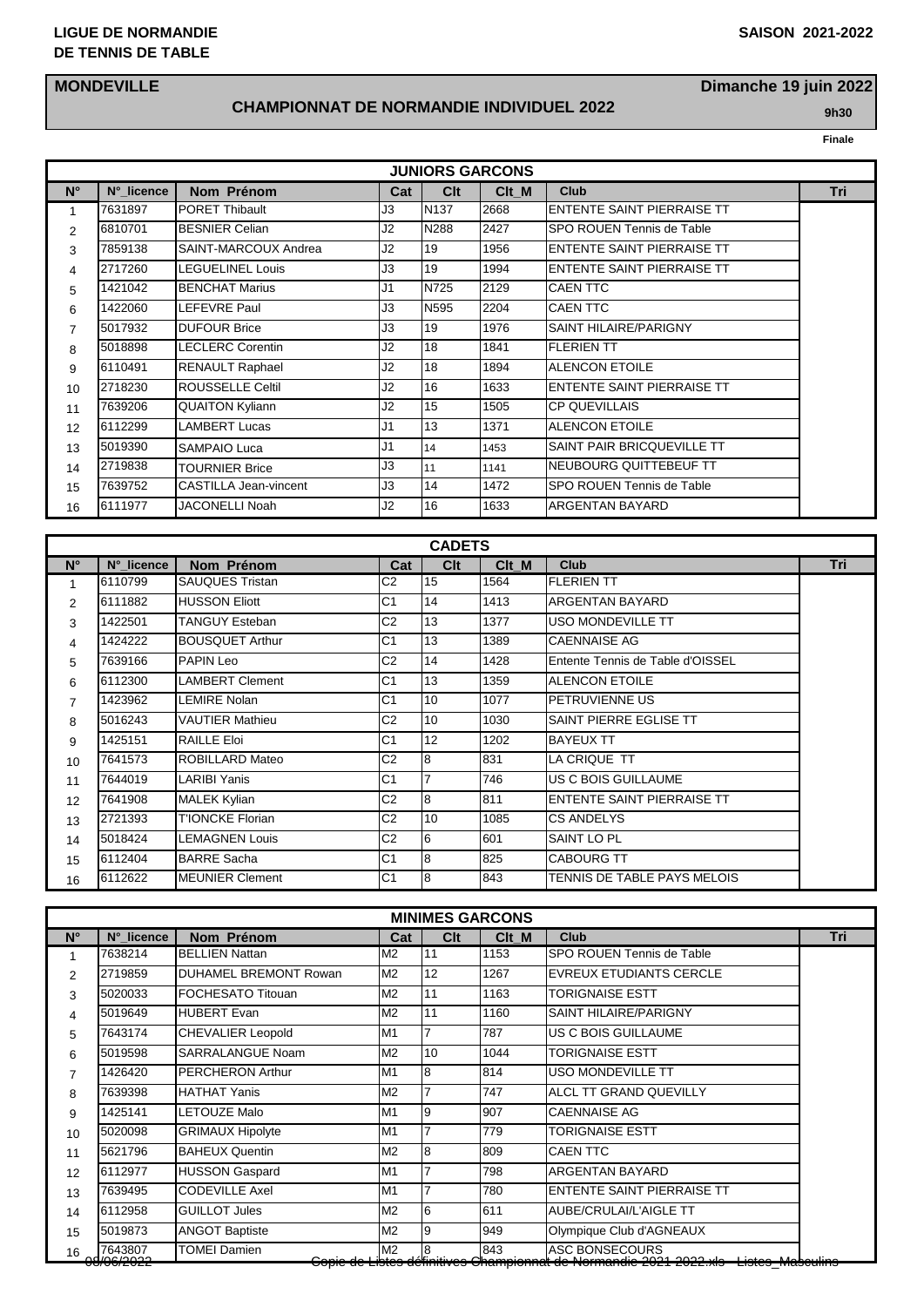**LIGUE DE NORMANDIE**
**DE TENNIS DE TABLE**

**SAISON 2021-2022**

**MONDEVILLE**

**Dimanche 19 juin 2022**

## CHAMPIONNAT DE NORMANDIE INDIVIDUEL 2022

**9h30**

**Finale**

| JUNIORS GARCONS | | | | | | | |
|---|---|---|---|---|---|---|---|
| N° | N°_licence | Nom Prénom | Cat | Clt | Clt_M | Club | Tri |
| 1 | 7631897 | PORET Thibault | J3 | N137 | 2668 | ENTENTE SAINT PIERRAISE TT | |
| 2 | 6810701 | BESNIER Celian | J2 | N288 | 2427 | SPO ROUEN Tennis de Table | |
| 3 | 7859138 | SAINT-MARCOUX Andrea | J2 | 19 | 1956 | ENTENTE SAINT PIERRAISE TT | |
| 4 | 2717260 | LEGUELINEL Louis | J3 | 19 | 1994 | ENTENTE SAINT PIERRAISE TT | |
| 5 | 1421042 | BENCHAT Marius | J1 | N725 | 2129 | CAEN TTC | |
| 6 | 1422060 | LEFEVRE Paul | J3 | N595 | 2204 | CAEN TTC | |
| 7 | 5017932 | DUFOUR Brice | J3 | 19 | 1976 | SAINT HILAIRE/PARIGNY | |
| 8 | 5018898 | LECLERC Corentin | J2 | 18 | 1841 | FLERIEN TT | |
| 9 | 6110491 | RENAULT Raphael | J2 | 18 | 1894 | ALENCON ETOILE | |
| 10 | 2718230 | ROUSSELLE Celtil | J2 | 16 | 1633 | ENTENTE SAINT PIERRAISE TT | |
| 11 | 7639206 | QUAITON Kyliann | J2 | 15 | 1505 | CP QUEVILLAIS | |
| 12 | 6112299 | LAMBERT Lucas | J1 | 13 | 1371 | ALENCON ETOILE | |
| 13 | 5019390 | SAMPAIO Luca | J1 | 14 | 1453 | SAINT PAIR BRICQUEVILLE TT | |
| 14 | 2719838 | TOURNIER Brice | J3 | 11 | 1141 | NEUBOURG QUITTEBEUF TT | |
| 15 | 7639752 | CASTILLA Jean-vincent | J3 | 14 | 1472 | SPO ROUEN Tennis de Table | |
| 16 | 6111977 | JACONELLI Noah | J2 | 16 | 1633 | ARGENTAN BAYARD | |

| CADETS | | | | | | | |
|---|---|---|---|---|---|---|---|
| N° | N°_licence | Nom Prénom | Cat | Clt | Clt_M | Club | Tri |
| 1 | 6110799 | SAUQUES Tristan | C2 | 15 | 1564 | FLERIEN TT | |
| 2 | 6111882 | HUSSON Eliott | C1 | 14 | 1413 | ARGENTAN BAYARD | |
| 3 | 1422501 | TANGUY Esteban | C2 | 13 | 1377 | USO MONDEVILLE TT | |
| 4 | 1424222 | BOUSQUET Arthur | C1 | 13 | 1389 | CAENNAISE AG | |
| 5 | 7639166 | PAPIN Leo | C2 | 14 | 1428 | Entente Tennis de Table d'OISSEL | |
| 6 | 6112300 | LAMBERT Clement | C1 | 13 | 1359 | ALENCON ETOILE | |
| 7 | 1423962 | LEMIRE Nolan | C1 | 10 | 1077 | PETRUVIENNE US | |
| 8 | 5016243 | VAUTIER Mathieu | C2 | 10 | 1030 | SAINT PIERRE EGLISE TT | |
| 9 | 1425151 | RAILLE Eloi | C1 | 12 | 1202 | BAYEUX TT | |
| 10 | 7641573 | ROBILLARD Mateo | C2 | 8 | 831 | LA CRIQUE TT | |
| 11 | 7644019 | LARIBI Yanis | C1 | 7 | 746 | US C BOIS GUILLAUME | |
| 12 | 7641908 | MALEK Kylian | C2 | 8 | 811 | ENTENTE SAINT PIERRAISE TT | |
| 13 | 2721393 | T'IONCKE Florian | C2 | 10 | 1085 | CS ANDELYS | |
| 14 | 5018424 | LEMAGNEN Louis | C2 | 6 | 601 | SAINT LO PL | |
| 15 | 6112404 | BARRE Sacha | C1 | 8 | 825 | CABOURG TT | |
| 16 | 6112622 | MEUNIER Clement | C1 | 8 | 843 | TENNIS DE TABLE PAYS MELOIS | |

| MINIMES GARCONS | | | | | | | |
|---|---|---|---|---|---|---|---|
| N° | N°_licence | Nom Prénom | Cat | Clt | Clt_M | Club | Tri |
| 1 | 7638214 | BELLIEN Nattan | M2 | 11 | 1153 | SPO ROUEN Tennis de Table | |
| 2 | 2719859 | DUHAMEL BREMONT Rowan | M2 | 12 | 1267 | EVREUX ETUDIANTS CERCLE | |
| 3 | 5020033 | FOCHESATO Titouan | M2 | 11 | 1163 | TORIGNAISE ESTT | |
| 4 | 5019649 | HUBERT Evan | M2 | 11 | 1160 | SAINT HILAIRE/PARIGNY | |
| 5 | 7643174 | CHEVALIER Leopold | M1 | 7 | 787 | US C BOIS GUILLAUME | |
| 6 | 5019598 | SARRALANGUE Noam | M2 | 10 | 1044 | TORIGNAISE ESTT | |
| 7 | 1426420 | PERCHERON Arthur | M1 | 8 | 814 | USO MONDEVILLE TT | |
| 8 | 7639398 | HATHAT Yanis | M2 | 7 | 747 | ALCL TT GRAND QUEVILLY | |
| 9 | 1425141 | LETOUZE Malo | M1 | 9 | 907 | CAENNAISE AG | |
| 10 | 5020098 | GRIMAUX Hipolyte | M1 | 7 | 779 | TORIGNAISE ESTT | |
| 11 | 5621796 | BAHEUX Quentin | M2 | 8 | 809 | CAEN TTC | |
| 12 | 6112977 | HUSSON Gaspard | M1 | 7 | 798 | ARGENTAN BAYARD | |
| 13 | 7639495 | CODEVILLE Axel | M1 | 7 | 780 | ENTENTE SAINT PIERRAISE TT | |
| 14 | 6112958 | GUILLOT Jules | M2 | 6 | 611 | AUBE/CRULAI/L'AIGLE TT | |
| 15 | 5019873 | ANGOT Baptiste | M2 | 9 | 949 | Olympique Club d'AGNEAUX | |
| 16 | 7643807 | TOMEI Damien | M2 | 8 | 843 | ASC BONSECOURS | |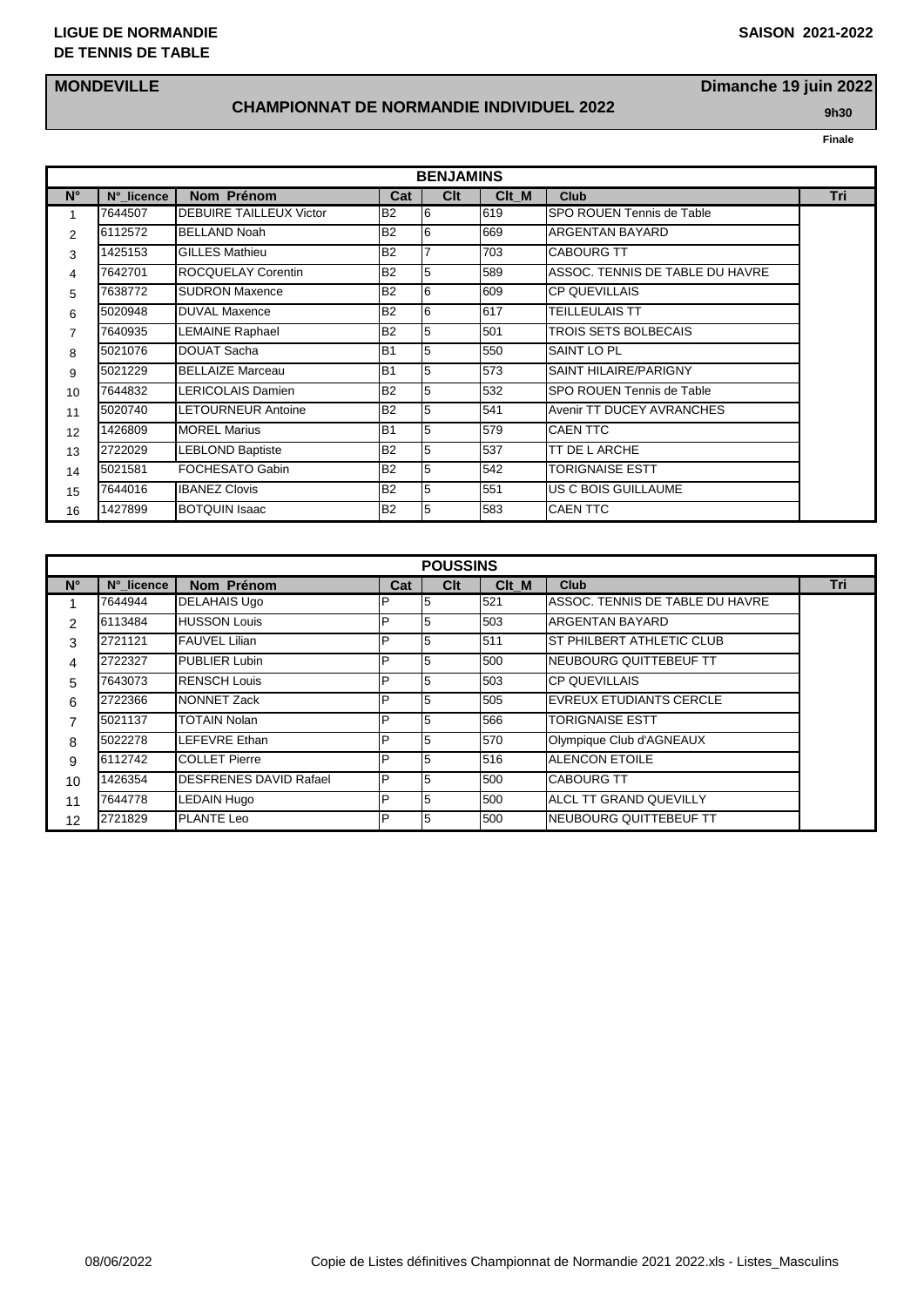**LIGUE DE NORMANDIE**
**DE TENNIS DE TABLE**

**SAISON 2021-2022**

**MONDEVILLE**

**Dimanche 19 juin 2022**

## CHAMPIONNAT DE NORMANDIE INDIVIDUEL 2022

**9h30**

**Finale**

| BENJAMINS | | | | | | | |
|---|---|---|---|---|---|---|---|
| N° | N°_licence | Nom Prénom | Cat | Clt | Clt_M | Club | Tri |
| 1 | 7644507 | DEBUIRE TAILLEUX Victor | B2 | 6 | 619 | SPO ROUEN Tennis de Table | |
| 2 | 6112572 | BELLAND Noah | B2 | 6 | 669 | ARGENTAN BAYARD | |
| 3 | 1425153 | GILLES Mathieu | B2 | 7 | 703 | CABOURG TT | |
| 4 | 7642701 | ROCQUELAY Corentin | B2 | 5 | 589 | ASSOC. TENNIS DE TABLE DU HAVRE | |
| 5 | 7638772 | SUDRON Maxence | B2 | 6 | 609 | CP QUEVILLAIS | |
| 6 | 5020948 | DUVAL Maxence | B2 | 6 | 617 | TEILLEULAIS TT | |
| 7 | 7640935 | LEMAINE Raphael | B2 | 5 | 501 | TROIS SETS BOLBECAIS | |
| 8 | 5021076 | DOUAT Sacha | B1 | 5 | 550 | SAINT LO PL | |
| 9 | 5021229 | BELLAIZE Marceau | B1 | 5 | 573 | SAINT HILAIRE/PARIGNY | |
| 10 | 7644832 | LERICOLAIS Damien | B2 | 5 | 532 | SPO ROUEN Tennis de Table | |
| 11 | 5020740 | LETOURNEUR Antoine | B2 | 5 | 541 | Avenir TT DUCEY AVRANCHES | |
| 12 | 1426809 | MOREL Marius | B1 | 5 | 579 | CAEN TTC | |
| 13 | 2722029 | LEBLOND Baptiste | B2 | 5 | 537 | TT DE L ARCHE | |
| 14 | 5021581 | FOCHESATO Gabin | B2 | 5 | 542 | TORIGNAISE ESTT | |
| 15 | 7644016 | IBANEZ Clovis | B2 | 5 | 551 | US C BOIS GUILLAUME | |
| 16 | 1427899 | BOTQUIN Isaac | B2 | 5 | 583 | CAEN TTC | |

| POUSSINS | | | | | | | |
|---|---|---|---|---|---|---|---|
| N° | N°_licence | Nom Prénom | Cat | Clt | Clt_M | Club | Tri |
| 1 | 7644944 | DELAHAIS Ugo | P | 5 | 521 | ASSOC. TENNIS DE TABLE DU HAVRE | |
| 2 | 6113484 | HUSSON Louis | P | 5 | 503 | ARGENTAN BAYARD | |
| 3 | 2721121 | FAUVEL Lilian | P | 5 | 511 | ST PHILBERT ATHLETIC CLUB | |
| 4 | 2722327 | PUBLIER Lubin | P | 5 | 500 | NEUBOURG QUITTEBEUF TT | |
| 5 | 7643073 | RENSCH Louis | P | 5 | 503 | CP QUEVILLAIS | |
| 6 | 2722366 | NONNET Zack | P | 5 | 505 | EVREUX ETUDIANTS CERCLE | |
| 7 | 5021137 | TOTAIN Nolan | P | 5 | 566 | TORIGNAISE ESTT | |
| 8 | 5022278 | LEFEVRE Ethan | P | 5 | 570 | Olympique Club d'AGNEAUX | |
| 9 | 6112742 | COLLET Pierre | P | 5 | 516 | ALENCON ETOILE | |
| 10 | 1426354 | DESFRENES DAVID Rafael | P | 5 | 500 | CABOURG TT | |
| 11 | 7644778 | LEDAIN Hugo | P | 5 | 500 | ALCL TT GRAND QUEVILLY | |
| 12 | 2721829 | PLANTE Leo | P | 5 | 500 | NEUBOURG QUITTEBEUF TT | |

08/06/2022 Copie de Listes définitives Championnat de Normandie 2021 2022.xls - Listes_Masculins